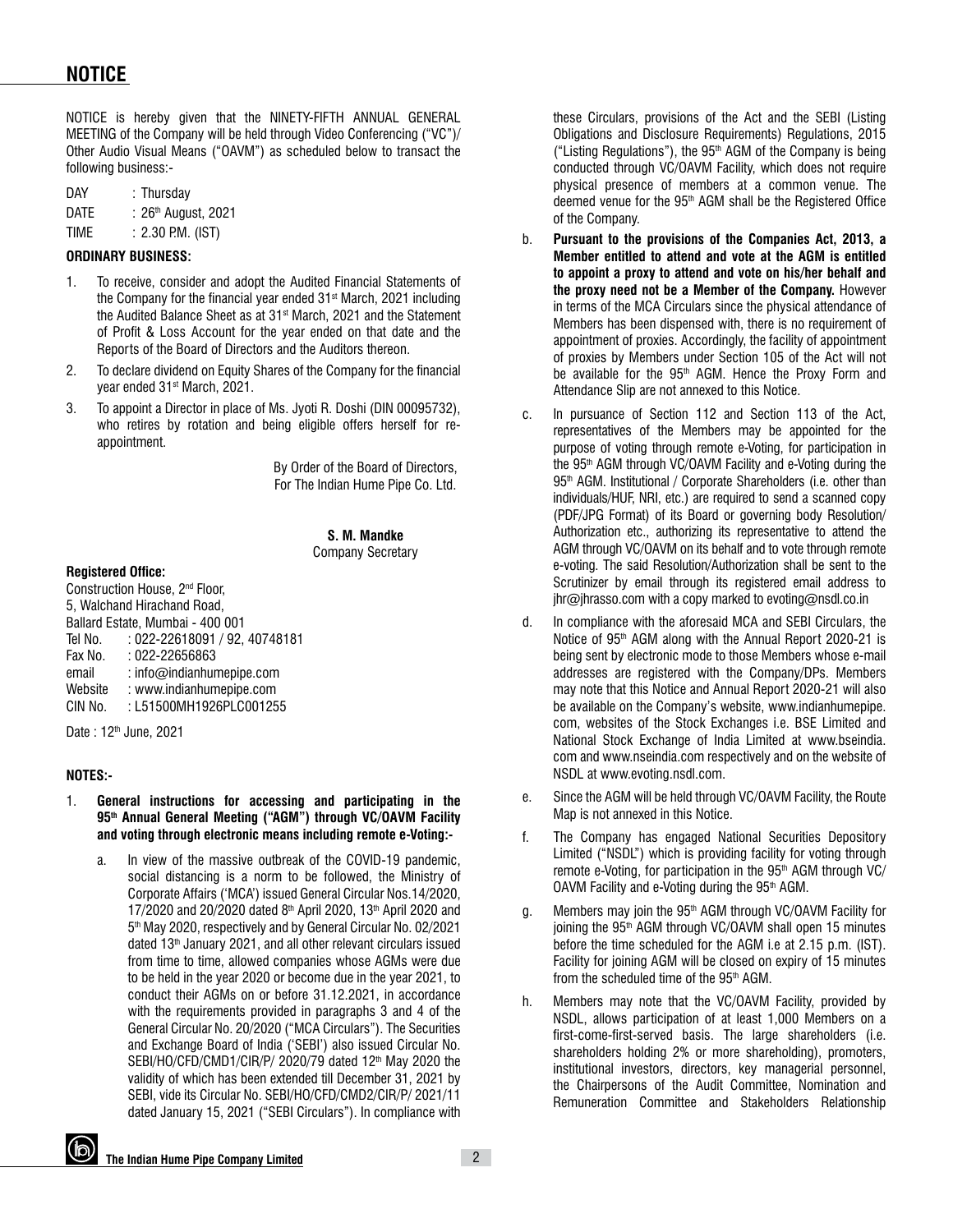# NOTICE

NOTICE is hereby given that the NINETY-FIFTH ANNUAL GENERAL MEETING of the Company will be held through Video Conferencing ("VC")/ Other Audio Visual Means ("OAVM") as scheduled below to transact the following business:-

DAY : Thursday

DATE : 26th August, 2021

TIME : 2.30 P.M. (IST)

**ORDINARY BUSINESS:**

1. To receive, consider and adopt the Audited Financial Statements of the Company for the financial year ended 31st March, 2021 including the Audited Balance Sheet as at 31st March, 2021 and the Statement of Profit & Loss Account for the year ended on that date and the Reports of the Board of Directors and the Auditors thereon.
2. To declare dividend on Equity Shares of the Company for the financial year ended 31st March, 2021.
3. To appoint a Director in place of Ms. Jyoti R. Doshi (DIN 00095732), who retires by rotation and being eligible offers herself for re-appointment.

By Order of the Board of Directors,
For The Indian Hume Pipe Co. Ltd.

**S. M. Mandke**
Company Secretary

**Registered Office:**
Construction House, 2nd Floor,
5, Walchand Hirachand Road,
Ballard Estate, Mumbai - 400 001
Tel No. : 022-22618091 / 92, 40748181
Fax No. : 022-22656863
email : info@indianhumepipe.com
Website : www.indianhumepipe.com
CIN No. : L51500MH1926PLC001255

Date : 12th June, 2021

**NOTES:-**

1. **General instructions for accessing and participating in the 95th Annual General Meeting ("AGM") through VC/OAVM Facility and voting through electronic means including remote e-Voting:-**

   a. In view of the massive outbreak of the COVID-19 pandemic, social distancing is a norm to be followed, the Ministry of Corporate Affairs ('MCA') issued General Circular Nos.14/2020, 17/2020 and 20/2020 dated 8th April 2020, 13th April 2020 and 5th May 2020, respectively and by General Circular No. 02/2021 dated 13th January 2021, and all other relevant circulars issued from time to time, allowed companies whose AGMs were due to be held in the year 2020 or become due in the year 2021, to conduct their AGMs on or before 31.12.2021, in accordance with the requirements provided in paragraphs 3 and 4 of the General Circular No. 20/2020 ("MCA Circulars"). The Securities and Exchange Board of India ('SEBI') also issued Circular No. SEBI/HO/CFD/CMD1/CIR/P/ 2020/79 dated 12th May 2020 the validity of which has been extended till December 31, 2021 by SEBI, vide its Circular No. SEBI/HO/CFD/CMD2/CIR/P/ 2021/11 dated January 15, 2021 ("SEBI Circulars"). In compliance with these Circulars, provisions of the Act and the SEBI (Listing Obligations and Disclosure Requirements) Regulations, 2015 ("Listing Regulations"), the 95th AGM of the Company is being conducted through VC/OAVM Facility, which does not require physical presence of members at a common venue. The deemed venue for the 95th AGM shall be the Registered Office of the Company.

   b. **Pursuant to the provisions of the Companies Act, 2013, a Member entitled to attend and vote at the AGM is entitled to appoint a proxy to attend and vote on his/her behalf and the proxy need not be a Member of the Company.** However in terms of the MCA Circulars since the physical attendance of Members has been dispensed with, there is no requirement of appointment of proxies. Accordingly, the facility of appointment of proxies by Members under Section 105 of the Act will not be available for the 95th AGM. Hence the Proxy Form and Attendance Slip are not annexed to this Notice.

   c. In pursuance of Section 112 and Section 113 of the Act, representatives of the Members may be appointed for the purpose of voting through remote e-Voting, for participation in the 95th AGM through VC/OAVM Facility and e-Voting during the 95th AGM. Institutional / Corporate Shareholders (i.e. other than individuals/HUF, NRI, etc.) are required to send a scanned copy (PDF/JPG Format) of its Board or governing body Resolution/ Authorization etc., authorizing its representative to attend the AGM through VC/OAVM on its behalf and to vote through remote e-voting. The said Resolution/Authorization shall be sent to the Scrutinizer by email through its registered email address to jhr@jhrasso.com with a copy marked to evoting@nsdl.co.in

   d. In compliance with the aforesaid MCA and SEBI Circulars, the Notice of 95th AGM along with the Annual Report 2020-21 is being sent by electronic mode to those Members whose e-mail addresses are registered with the Company/DPs. Members may note that this Notice and Annual Report 2020-21 will also be available on the Company's website, www.indianhumepipe.com, websites of the Stock Exchanges i.e. BSE Limited and National Stock Exchange of India Limited at www.bseindia.com and www.nseindia.com respectively and on the website of NSDL at www.evoting.nsdl.com.

   e. Since the AGM will be held through VC/OAVM Facility, the Route Map is not annexed in this Notice.

   f. The Company has engaged National Securities Depository Limited ("NSDL") which is providing facility for voting through remote e-Voting, for participation in the 95th AGM through VC/ OAVM Facility and e-Voting during the 95th AGM.

   g. Members may join the 95th AGM through VC/OAVM Facility for joining the 95th AGM through VC/OAVM shall open 15 minutes before the time scheduled for the AGM i.e at 2.15 p.m. (IST). Facility for joining AGM will be closed on expiry of 15 minutes from the scheduled time of the 95th AGM.

   h. Members may note that the VC/OAVM Facility, provided by NSDL, allows participation of at least 1,000 Members on a first-come-first-served basis. The large shareholders (i.e. shareholders holding 2% or more shareholding), promoters, institutional investors, directors, key managerial personnel, the Chairpersons of the Audit Committee, Nomination and Remuneration Committee and Stakeholders Relationship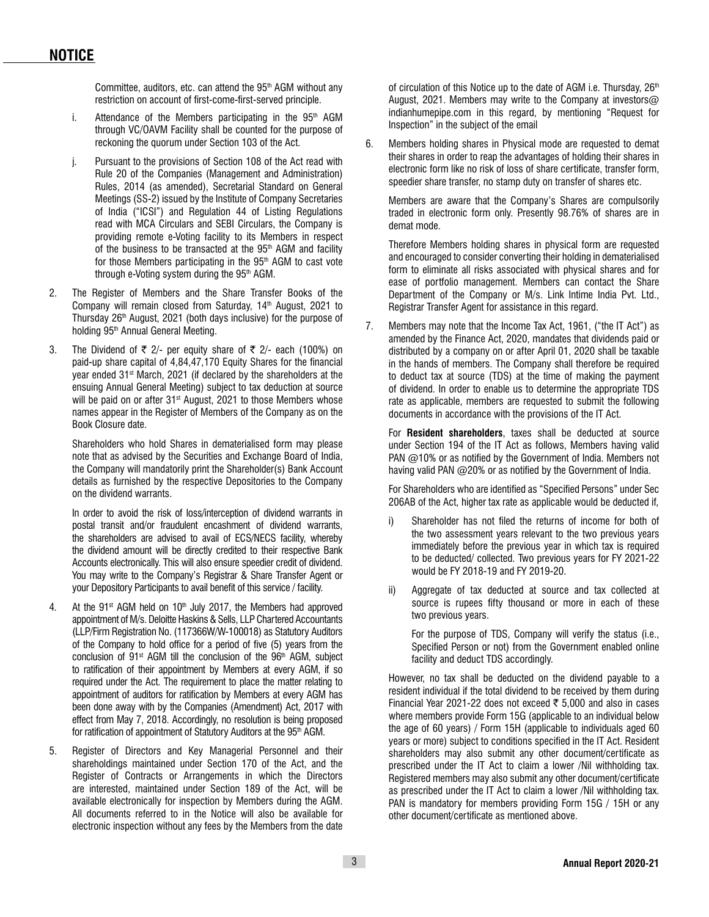Committee, auditors, etc. can attend the 95th AGM without any restriction on account of first-come-first-served principle.

i. Attendance of the Members participating in the 95th AGM through VC/OAVM Facility shall be counted for the purpose of reckoning the quorum under Section 103 of the Act.

j. Pursuant to the provisions of Section 108 of the Act read with Rule 20 of the Companies (Management and Administration) Rules, 2014 (as amended), Secretarial Standard on General Meetings (SS-2) issued by the Institute of Company Secretaries of India ("ICSI") and Regulation 44 of Listing Regulations read with MCA Circulars and SEBI Circulars, the Company is providing remote e-Voting facility to its Members in respect of the business to be transacted at the 95th AGM and facility for those Members participating in the 95th AGM to cast vote through e-Voting system during the 95th AGM.

2. The Register of Members and the Share Transfer Books of the Company will remain closed from Saturday, 14th August, 2021 to Thursday 26th August, 2021 (both days inclusive) for the purpose of holding 95th Annual General Meeting.

3. The Dividend of ₹ 2/- per equity share of ₹ 2/- each (100%) on paid-up share capital of 4,84,47,170 Equity Shares for the financial year ended 31st March, 2021 (if declared by the shareholders at the ensuing Annual General Meeting) subject to tax deduction at source will be paid on or after 31st August, 2021 to those Members whose names appear in the Register of Members of the Company as on the Book Closure date.

   Shareholders who hold Shares in dematerialised form may please note that as advised by the Securities and Exchange Board of India, the Company will mandatorily print the Shareholder(s) Bank Account details as furnished by the respective Depositories to the Company on the dividend warrants.

   In order to avoid the risk of loss/interception of dividend warrants in postal transit and/or fraudulent encashment of dividend warrants, the shareholders are advised to avail of ECS/NECS facility, whereby the dividend amount will be directly credited to their respective Bank Accounts electronically. This will also ensure speedier credit of dividend. You may write to the Company's Registrar & Share Transfer Agent or your Depository Participants to avail benefit of this service / facility.

4. At the 91st AGM held on 10th July 2017, the Members had approved appointment of M/s. Deloitte Haskins & Sells, LLP Chartered Accountants (LLP/Firm Registration No. (117366W/W-100018) as Statutory Auditors of the Company to hold office for a period of five (5) years from the conclusion of 91st AGM till the conclusion of the 96th AGM, subject to ratification of their appointment by Members at every AGM, if so required under the Act. The requirement to place the matter relating to appointment of auditors for ratification by Members at every AGM has been done away with by the Companies (Amendment) Act, 2017 with effect from May 7, 2018. Accordingly, no resolution is being proposed for ratification of appointment of Statutory Auditors at the 95th AGM.

5. Register of Directors and Key Managerial Personnel and their shareholdings maintained under Section 170 of the Act, and the Register of Contracts or Arrangements in which the Directors are interested, maintained under Section 189 of the Act, will be available electronically for inspection by Members during the AGM. All documents referred to in the Notice will also be available for electronic inspection without any fees by the Members from the date of circulation of this Notice up to the date of AGM i.e. Thursday, 26th August, 2021. Members may write to the Company at investors@indianhumepipe.com in this regard, by mentioning "Request for Inspection" in the subject of the email

6. Members holding shares in Physical mode are requested to demat their shares in order to reap the advantages of holding their shares in electronic form like no risk of loss of share certificate, transfer form, speedier share transfer, no stamp duty on transfer of shares etc.

   Members are aware that the Company's Shares are compulsorily traded in electronic form only. Presently 98.76% of shares are in demat mode.

   Therefore Members holding shares in physical form are requested and encouraged to consider converting their holding in dematerialised form to eliminate all risks associated with physical shares and for ease of portfolio management. Members can contact the Share Department of the Company or M/s. Link Intime India Pvt. Ltd., Registrar Transfer Agent for assistance in this regard.

7. Members may note that the Income Tax Act, 1961, ("the IT Act") as amended by the Finance Act, 2020, mandates that dividends paid or distributed by a company on or after April 01, 2020 shall be taxable in the hands of members. The Company shall therefore be required to deduct tax at source (TDS) at the time of making the payment of dividend. In order to enable us to determine the appropriate TDS rate as applicable, members are requested to submit the following documents in accordance with the provisions of the IT Act.

   For **Resident shareholders**, taxes shall be deducted at source under Section 194 of the IT Act as follows, Members having valid PAN @10% or as notified by the Government of India. Members not having valid PAN @20% or as notified by the Government of India.

   For Shareholders who are identified as "Specified Persons" under Sec 206AB of the Act, higher tax rate as applicable would be deducted if,

   i) Shareholder has not filed the returns of income for both of the two assessment years relevant to the two previous years immediately before the previous year in which tax is required to be deducted/ collected. Two previous years for FY 2021-22 would be FY 2018-19 and FY 2019-20.

   ii) Aggregate of tax deducted at source and tax collected at source is rupees fifty thousand or more in each of these two previous years.

      For the purpose of TDS, Company will verify the status (i.e., Specified Person or not) from the Government enabled online facility and deduct TDS accordingly.

   However, no tax shall be deducted on the dividend payable to a resident individual if the total dividend to be received by them during Financial Year 2021-22 does not exceed ₹ 5,000 and also in cases where members provide Form 15G (applicable to an individual below the age of 60 years) / Form 15H (applicable to individuals aged 60 years or more) subject to conditions specified in the IT Act. Resident shareholders may also submit any other document/certificate as prescribed under the IT Act to claim a lower /Nil withholding tax. Registered members may also submit any other document/certificate as prescribed under the IT Act to claim a lower /Nil withholding tax. PAN is mandatory for members providing Form 15G / 15H or any other document/certificate as mentioned above.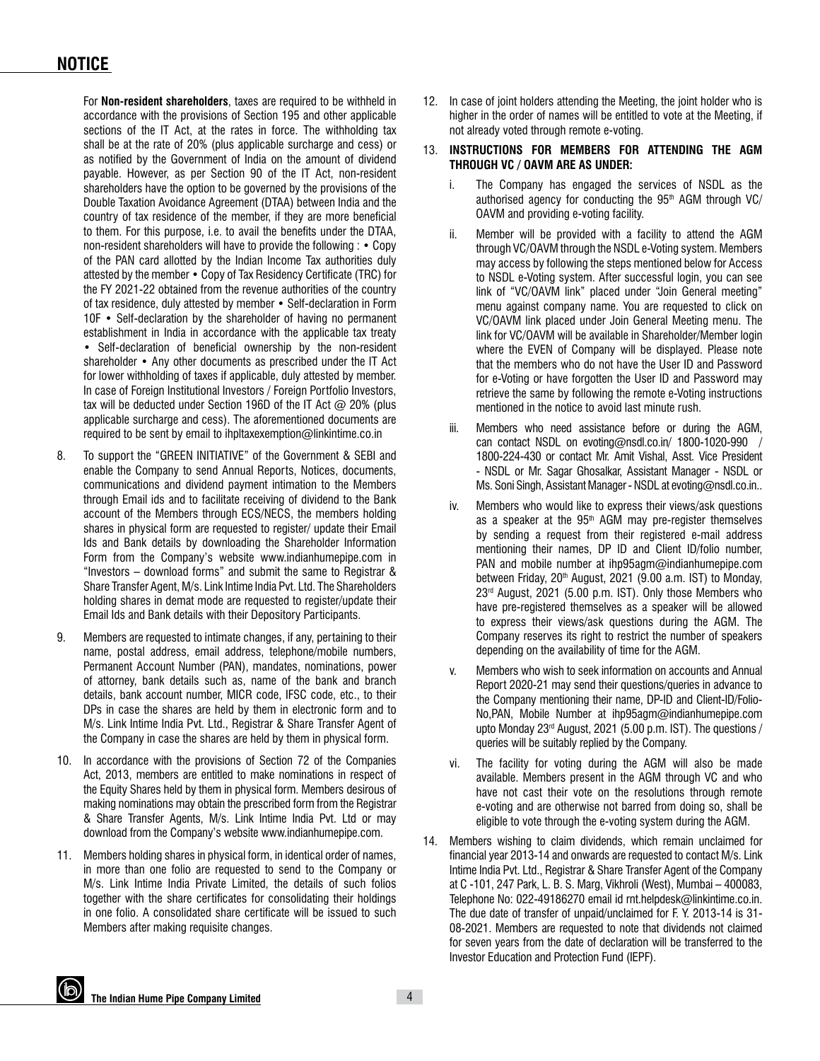# NOTICE

For **Non-resident shareholders**, taxes are required to be withheld in accordance with the provisions of Section 195 and other applicable sections of the IT Act, at the rates in force. The withholding tax shall be at the rate of 20% (plus applicable surcharge and cess) or as notified by the Government of India on the amount of dividend payable. However, as per Section 90 of the IT Act, non-resident shareholders have the option to be governed by the provisions of the Double Taxation Avoidance Agreement (DTAA) between India and the country of tax residence of the member, if they are more beneficial to them. For this purpose, i.e. to avail the benefits under the DTAA, non-resident shareholders will have to provide the following : • Copy of the PAN card allotted by the Indian Income Tax authorities duly attested by the member • Copy of Tax Residency Certificate (TRC) for the FY 2021-22 obtained from the revenue authorities of the country of tax residence, duly attested by member • Self-declaration in Form 10F • Self-declaration by the shareholder of having no permanent establishment in India in accordance with the applicable tax treaty • Self-declaration of beneficial ownership by the non-resident shareholder • Any other documents as prescribed under the IT Act for lower withholding of taxes if applicable, duly attested by member. In case of Foreign Institutional Investors / Foreign Portfolio Investors, tax will be deducted under Section 196D of the IT Act @ 20% (plus applicable surcharge and cess). The aforementioned documents are required to be sent by email to ihpltaxexemption@linkintime.co.in

8. To support the "GREEN INITIATIVE" of the Government & SEBI and enable the Company to send Annual Reports, Notices, documents, communications and dividend payment intimation to the Members through Email ids and to facilitate receiving of dividend to the Bank account of the Members through ECS/NECS, the members holding shares in physical form are requested to register/ update their Email Ids and Bank details by downloading the Shareholder Information Form from the Company's website www.indianhumepipe.com in "Investors – download forms" and submit the same to Registrar & Share Transfer Agent, M/s. Link Intime India Pvt. Ltd. The Shareholders holding shares in demat mode are requested to register/update their Email Ids and Bank details with their Depository Participants.

9. Members are requested to intimate changes, if any, pertaining to their name, postal address, email address, telephone/mobile numbers, Permanent Account Number (PAN), mandates, nominations, power of attorney, bank details such as, name of the bank and branch details, bank account number, MICR code, IFSC code, etc., to their DPs in case the shares are held by them in electronic form and to M/s. Link Intime India Pvt. Ltd., Registrar & Share Transfer Agent of the Company in case the shares are held by them in physical form.

10. In accordance with the provisions of Section 72 of the Companies Act, 2013, members are entitled to make nominations in respect of the Equity Shares held by them in physical form. Members desirous of making nominations may obtain the prescribed form from the Registrar & Share Transfer Agents, M/s. Link Intime India Pvt. Ltd or may download from the Company's website www.indianhumepipe.com.

11. Members holding shares in physical form, in identical order of names, in more than one folio are requested to send to the Company or M/s. Link Intime India Private Limited, the details of such folios together with the share certificates for consolidating their holdings in one folio. A consolidated share certificate will be issued to such Members after making requisite changes.

12. In case of joint holders attending the Meeting, the joint holder who is higher in the order of names will be entitled to vote at the Meeting, if not already voted through remote e-voting.

13. **INSTRUCTIONS FOR MEMBERS FOR ATTENDING THE AGM THROUGH VC / OAVM ARE AS UNDER:**

   i. The Company has engaged the services of NSDL as the authorised agency for conducting the 95th AGM through VC/ OAVM and providing e-voting facility.

   ii. Member will be provided with a facility to attend the AGM through VC/OAVM through the NSDL e-Voting system. Members may access by following the steps mentioned below for Access to NSDL e-Voting system. After successful login, you can see link of "VC/OAVM link" placed under "Join General meeting" menu against company name. You are requested to click on VC/OAVM link placed under Join General Meeting menu. The link for VC/OAVM will be available in Shareholder/Member login where the EVEN of Company will be displayed. Please note that the members who do not have the User ID and Password for e-Voting or have forgotten the User ID and Password may retrieve the same by following the remote e-Voting instructions mentioned in the notice to avoid last minute rush.

   iii. Members who need assistance before or during the AGM, can contact NSDL on evoting@nsdl.co.in/ 1800-1020-990 / 1800-224-430 or contact Mr. Amit Vishal, Asst. Vice President - NSDL or Mr. Sagar Ghosalkar, Assistant Manager - NSDL or Ms. Soni Singh, Assistant Manager - NSDL at evoting@nsdl.co.in..

   iv. Members who would like to express their views/ask questions as a speaker at the 95th AGM may pre-register themselves by sending a request from their registered e-mail address mentioning their names, DP ID and Client ID/folio number, PAN and mobile number at ihp95agm@indianhumepipe.com between Friday, 20th August, 2021 (9.00 a.m. IST) to Monday, 23rd August, 2021 (5.00 p.m. IST). Only those Members who have pre-registered themselves as a speaker will be allowed to express their views/ask questions during the AGM. The Company reserves its right to restrict the number of speakers depending on the availability of time for the AGM.

   v. Members who wish to seek information on accounts and Annual Report 2020-21 may send their questions/queries in advance to the Company mentioning their name, DP-ID and Client-ID/Folio-No,PAN, Mobile Number at ihp95agm@indianhumepipe.com upto Monday 23rd August, 2021 (5.00 p.m. IST). The questions / queries will be suitably replied by the Company.

   vi. The facility for voting during the AGM will also be made available. Members present in the AGM through VC and who have not cast their vote on the resolutions through remote e-voting and are otherwise not barred from doing so, shall be eligible to vote through the e-voting system during the AGM.

14. Members wishing to claim dividends, which remain unclaimed for financial year 2013-14 and onwards are requested to contact M/s. Link Intime India Pvt. Ltd., Registrar & Share Transfer Agent of the Company at C -101, 247 Park, L. B. S. Marg, Vikhroli (West), Mumbai – 400083, Telephone No: 022-49186270 email id rnt.helpdesk@linkintime.co.in. The due date of transfer of unpaid/unclaimed for F. Y. 2013-14 is 31-08-2021. Members are requested to note that dividends not claimed for seven years from the date of declaration will be transferred to the Investor Education and Protection Fund (IEPF).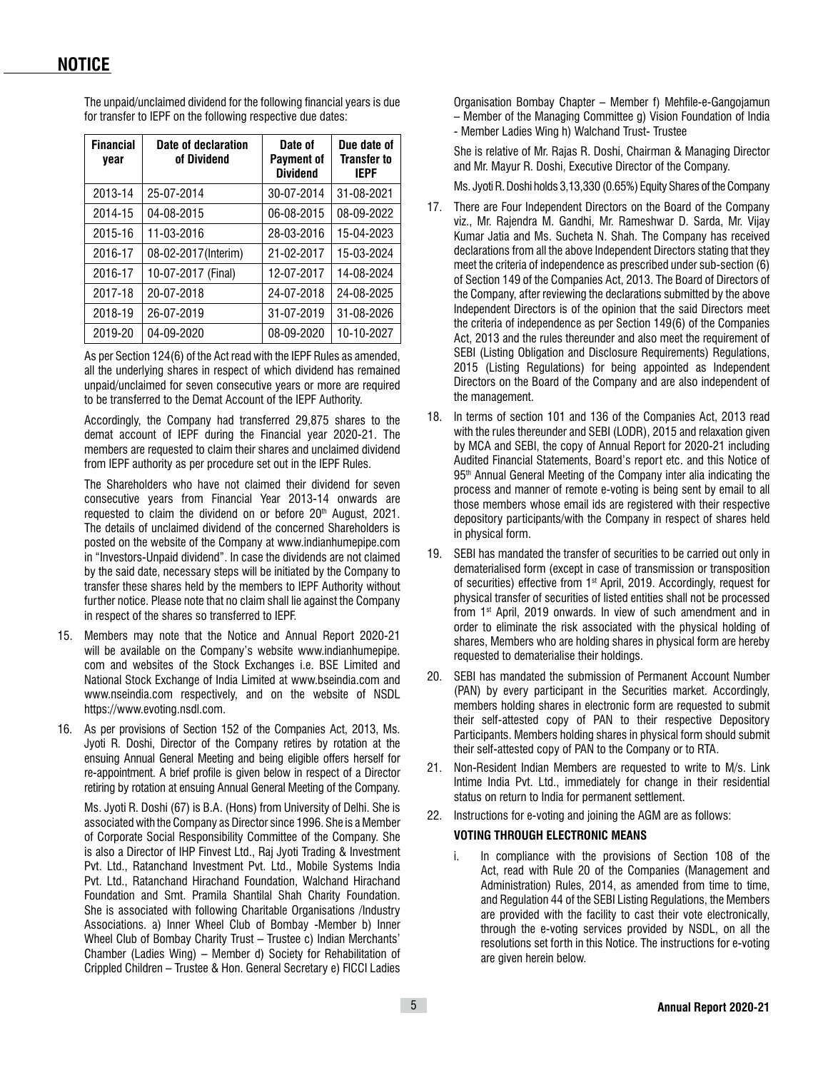## NOTICE

The unpaid/unclaimed dividend for the following financial years is due for transfer to IEPF on the following respective due dates:

| Financial year | Date of declaration of Dividend | Date of Payment of Dividend | Due date of Transfer to IEPF |
|---|---|---|---|
| 2013-14 | 25-07-2014 | 30-07-2014 | 31-08-2021 |
| 2014-15 | 04-08-2015 | 06-08-2015 | 08-09-2022 |
| 2015-16 | 11-03-2016 | 28-03-2016 | 15-04-2023 |
| 2016-17 | 08-02-2017(Interim) | 21-02-2017 | 15-03-2024 |
| 2016-17 | 10-07-2017 (Final) | 12-07-2017 | 14-08-2024 |
| 2017-18 | 20-07-2018 | 24-07-2018 | 24-08-2025 |
| 2018-19 | 26-07-2019 | 31-07-2019 | 31-08-2026 |
| 2019-20 | 04-09-2020 | 08-09-2020 | 10-10-2027 |

As per Section 124(6) of the Act read with the IEPF Rules as amended, all the underlying shares in respect of which dividend has remained unpaid/unclaimed for seven consecutive years or more are required to be transferred to the Demat Account of the IEPF Authority.

Accordingly, the Company had transferred 29,875 shares to the demat account of IEPF during the Financial year 2020-21. The members are requested to claim their shares and unclaimed dividend from IEPF authority as per procedure set out in the IEPF Rules.

The Shareholders who have not claimed their dividend for seven consecutive years from Financial Year 2013-14 onwards are requested to claim the dividend on or before 20th August, 2021. The details of unclaimed dividend of the concerned Shareholders is posted on the website of the Company at www.indianhumepipe.com in "Investors-Unpaid dividend". In case the dividends are not claimed by the said date, necessary steps will be initiated by the Company to transfer these shares held by the members to IEPF Authority without further notice. Please note that no claim shall lie against the Company in respect of the shares so transferred to IEPF.

15. Members may note that the Notice and Annual Report 2020-21 will be available on the Company's website www.indianhumepipe.com and websites of the Stock Exchanges i.e. BSE Limited and National Stock Exchange of India Limited at www.bseindia.com and www.nseindia.com respectively, and on the website of NSDL https://www.evoting.nsdl.com.

16. As per provisions of Section 152 of the Companies Act, 2013, Ms. Jyoti R. Doshi, Director of the Company retires by rotation at the ensuing Annual General Meeting and being eligible offers herself for re-appointment. A brief profile is given below in respect of a Director retiring by rotation at ensuing Annual General Meeting of the Company.

    Ms. Jyoti R. Doshi (67) is B.A. (Hons) from University of Delhi. She is associated with the Company as Director since 1996. She is a Member of Corporate Social Responsibility Committee of the Company. She is also a Director of IHP Finvest Ltd., Raj Jyoti Trading & Investment Pvt. Ltd., Ratanchand Investment Pvt. Ltd., Mobile Systems India Pvt. Ltd., Ratanchand Hirachand Foundation, Walchand Hirachand Foundation and Smt. Pramila Shantilal Shah Charity Foundation. She is associated with following Charitable Organisations /Industry Associations. a) Inner Wheel Club of Bombay -Member b) Inner Wheel Club of Bombay Charity Trust – Trustee c) Indian Merchants' Chamber (Ladies Wing) – Member d) Society for Rehabilitation of Crippled Children – Trustee & Hon. General Secretary e) FICCI Ladies Organisation Bombay Chapter – Member f) Mehfile-e-Gangojamun – Member of the Managing Committee g) Vision Foundation of India - Member Ladies Wing h) Walchand Trust- Trustee

    She is relative of Mr. Rajas R. Doshi, Chairman & Managing Director and Mr. Mayur R. Doshi, Executive Director of the Company.

    Ms. Jyoti R. Doshi holds 3,13,330 (0.65%) Equity Shares of the Company

17. There are Four Independent Directors on the Board of the Company viz., Mr. Rajendra M. Gandhi, Mr. Rameshwar D. Sarda, Mr. Vijay Kumar Jatia and Ms. Sucheta N. Shah. The Company has received declarations from all the above Independent Directors stating that they meet the criteria of independence as prescribed under sub-section (6) of Section 149 of the Companies Act, 2013. The Board of Directors of the Company, after reviewing the declarations submitted by the above Independent Directors is of the opinion that the said Directors meet the criteria of independence as per Section 149(6) of the Companies Act, 2013 and the rules thereunder and also meet the requirement of SEBI (Listing Obligation and Disclosure Requirements) Regulations, 2015 (Listing Regulations) for being appointed as Independent Directors on the Board of the Company and are also independent of the management.

18. In terms of section 101 and 136 of the Companies Act, 2013 read with the rules thereunder and SEBI (LODR), 2015 and relaxation given by MCA and SEBI, the copy of Annual Report for 2020-21 including Audited Financial Statements, Board's report etc. and this Notice of 95th Annual General Meeting of the Company inter alia indicating the process and manner of remote e-voting is being sent by email to all those members whose email ids are registered with their respective depository participants/with the Company in respect of shares held in physical form.

19. SEBI has mandated the transfer of securities to be carried out only in dematerialised form (except in case of transmission or transposition of securities) effective from 1st April, 2019. Accordingly, request for physical transfer of securities of listed entities shall not be processed from 1st April, 2019 onwards. In view of such amendment and in order to eliminate the risk associated with the physical holding of shares, Members who are holding shares in physical form are hereby requested to dematerialise their holdings.

20. SEBI has mandated the submission of Permanent Account Number (PAN) by every participant in the Securities market. Accordingly, members holding shares in electronic form are requested to submit their self-attested copy of PAN to their respective Depository Participants. Members holding shares in physical form should submit their self-attested copy of PAN to the Company or to RTA.

21. Non-Resident Indian Members are requested to write to M/s. Link Intime India Pvt. Ltd., immediately for change in their residential status on return to India for permanent settlement.

22. Instructions for e-voting and joining the AGM are as follows:

    **VOTING THROUGH ELECTRONIC MEANS**

    i. In compliance with the provisions of Section 108 of the Act, read with Rule 20 of the Companies (Management and Administration) Rules, 2014, as amended from time to time, and Regulation 44 of the SEBI Listing Regulations, the Members are provided with the facility to cast their vote electronically, through the e-voting services provided by NSDL, on all the resolutions set forth in this Notice. The instructions for e-voting are given herein below.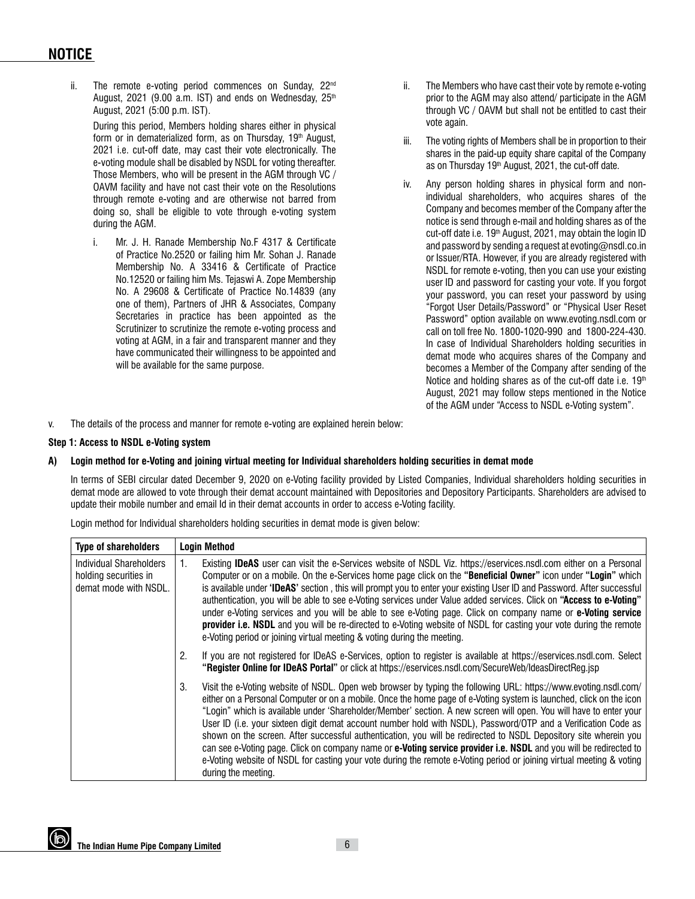# NOTICE

ii. The remote e-voting period commences on Sunday, 22nd August, 2021 (9.00 a.m. IST) and ends on Wednesday, 25th August, 2021 (5:00 p.m. IST).

During this period, Members holding shares either in physical form or in dematerialized form, as on Thursday, 19th August, 2021 i.e. cut-off date, may cast their vote electronically. The e-voting module shall be disabled by NSDL for voting thereafter. Those Members, who will be present in the AGM through VC / OAVM facility and have not cast their vote on the Resolutions through remote e-voting and are otherwise not barred from doing so, shall be eligible to vote through e-voting system during the AGM.

i. Mr. J. H. Ranade Membership No.F 4317 & Certificate of Practice No.2520 or failing him Mr. Sohan J. Ranade Membership No. A 33416 & Certificate of Practice No.12520 or failing him Ms. Tejaswi A. Zope Membership No. A 29608 & Certificate of Practice No.14839 (any one of them), Partners of JHR & Associates, Company Secretaries in practice has been appointed as the Scrutinizer to scrutinize the remote e-voting process and voting at AGM, in a fair and transparent manner and they have communicated their willingness to be appointed and will be available for the same purpose.

ii. The Members who have cast their vote by remote e-voting prior to the AGM may also attend/ participate in the AGM through VC / OAVM but shall not be entitled to cast their vote again.

iii. The voting rights of Members shall be in proportion to their shares in the paid-up equity share capital of the Company as on Thursday 19th August, 2021, the cut-off date.

iv. Any person holding shares in physical form and non-individual shareholders, who acquires shares of the Company and becomes member of the Company after the notice is send through e-mail and holding shares as of the cut-off date i.e. 19th August, 2021, may obtain the login ID and password by sending a request at evoting@nsdl.co.in or Issuer/RTA. However, if you are already registered with NSDL for remote e-voting, then you can use your existing user ID and password for casting your vote. If you forgot your password, you can reset your password by using "Forgot User Details/Password" or "Physical User Reset Password" option available on www.evoting.nsdl.com or call on toll free No. 1800-1020-990 and 1800-224-430. In case of Individual Shareholders holding securities in demat mode who acquires shares of the Company and becomes a Member of the Company after sending of the Notice and holding shares as of the cut-off date i.e. 19th August, 2021 may follow steps mentioned in the Notice of the AGM under "Access to NSDL e-Voting system".

v. The details of the process and manner for remote e-voting are explained herein below:

**Step 1: Access to NSDL e-Voting system**

**A) Login method for e-Voting and joining virtual meeting for Individual shareholders holding securities in demat mode**

In terms of SEBI circular dated December 9, 2020 on e-Voting facility provided by Listed Companies, Individual shareholders holding securities in demat mode are allowed to vote through their demat account maintained with Depositories and Depository Participants. Shareholders are advised to update their mobile number and email Id in their demat accounts in order to access e-Voting facility.

Login method for Individual shareholders holding securities in demat mode is given below:

| Type of shareholders | Login Method |
|---|---|
| Individual Shareholders holding securities in demat mode with NSDL. | 1. Existing **IDeAS** user can visit the e-Services website of NSDL Viz. https://eservices.nsdl.com either on a Personal Computer or on a mobile. On the e-Services home page click on the **"Beneficial Owner"** icon under **"Login"** which is available under **'IDeAS'** section , this will prompt you to enter your existing User ID and Password. After successful authentication, you will be able to see e-Voting services under Value added services. Click on **"Access to e-Voting"** under e-Voting services and you will be able to see e-Voting page. Click on company name or **e-Voting service provider i.e. NSDL** and you will be re-directed to e-Voting website of NSDL for casting your vote during the remote e-Voting period or joining virtual meeting & voting during the meeting. |
| | 2. If you are not registered for IDeAS e-Services, option to register is available at https://eservices.nsdl.com. Select **"Register Online for IDeAS Portal"** or click at https://eservices.nsdl.com/SecureWeb/IdeasDirectReg.jsp |
| | 3. Visit the e-Voting website of NSDL. Open web browser by typing the following URL: https://www.evoting.nsdl.com/ either on a Personal Computer or on a mobile. Once the home page of e-Voting system is launched, click on the icon "Login" which is available under 'Shareholder/Member' section. A new screen will open. You will have to enter your User ID (i.e. your sixteen digit demat account number hold with NSDL), Password/OTP and a Verification Code as shown on the screen. After successful authentication, you will be redirected to NSDL Depository site wherein you can see e-Voting page. Click on company name or **e-Voting service provider i.e. NSDL** and you will be redirected to e-Voting website of NSDL for casting your vote during the remote e-Voting period or joining virtual meeting & voting during the meeting. |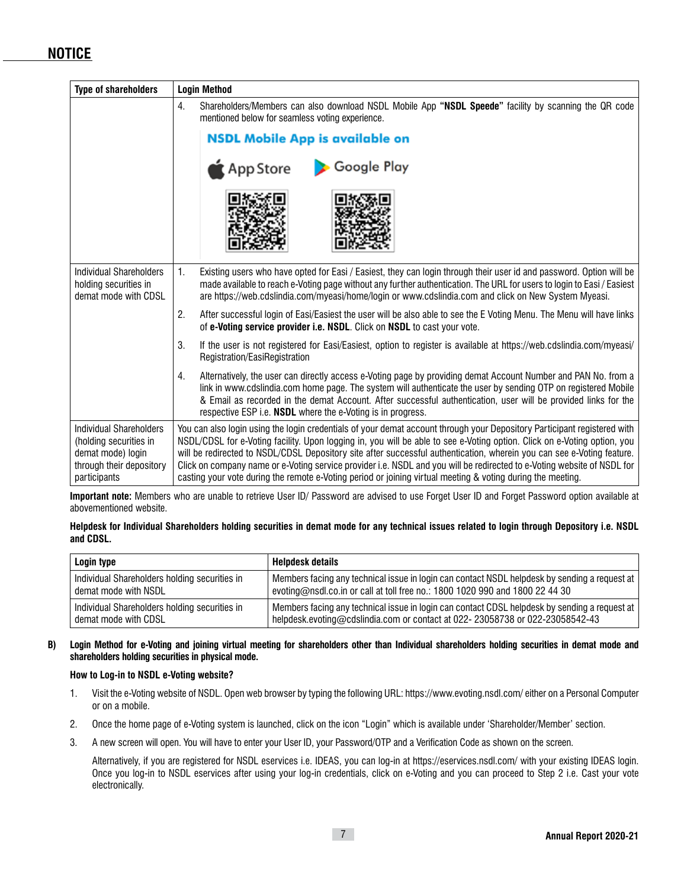## NOTICE

| Type of shareholders | Login Method |
|---|---|
| | 4. Shareholders/Members can also download NSDL Mobile App **"NSDL Speede"** facility by scanning the QR code mentioned below for seamless voting experience.<br>**NSDL Mobile App is available on**<br>App Store Google Play |
| Individual Shareholders holding securities in demat mode with CDSL | 1. Existing users who have opted for Easi / Easiest, they can login through their user id and password. Option will be made available to reach e-Voting page without any further authentication. The URL for users to login to Easi / Easiest are https://web.cdslindia.com/myeasi/home/login or www.cdslindia.com and click on New System Myeasi.<br>2. After successful login of Easi/Easiest the user will be also able to see the E Voting Menu. The Menu will have links of **e-Voting service provider i.e. NSDL**. Click on **NSDL** to cast your vote.<br>3. If the user is not registered for Easi/Easiest, option to register is available at https://web.cdslindia.com/myeasi/Registration/EasiRegistration<br>4. Alternatively, the user can directly access e-Voting page by providing demat Account Number and PAN No. from a link in www.cdslindia.com home page. The system will authenticate the user by sending OTP on registered Mobile & Email as recorded in the demat Account. After successful authentication, user will be provided links for the respective ESP i.e. **NSDL** where the e-Voting is in progress. |
| Individual Shareholders (holding securities in demat mode) login through their depository participants | You can also login using the login credentials of your demat account through your Depository Participant registered with NSDL/CDSL for e-Voting facility. Upon logging in, you will be able to see e-Voting option. Click on e-Voting option, you will be redirected to NSDL/CDSL Depository site after successful authentication, wherein you can see e-Voting feature. Click on company name or e-Voting service provider i.e. NSDL and you will be redirected to e-Voting website of NSDL for casting your vote during the remote e-Voting period or joining virtual meeting & voting during the meeting. |

**Important note:** Members who are unable to retrieve User ID/ Password are advised to use Forget User ID and Forget Password option available at abovementioned website.

**Helpdesk for Individual Shareholders holding securities in demat mode for any technical issues related to login through Depository i.e. NSDL and CDSL.**

| Login type | Helpdesk details |
|---|---|
| Individual Shareholders holding securities in demat mode with NSDL | Members facing any technical issue in login can contact NSDL helpdesk by sending a request at evoting@nsdl.co.in or call at toll free no.: 1800 1020 990 and 1800 22 44 30 |
| Individual Shareholders holding securities in demat mode with CDSL | Members facing any technical issue in login can contact CDSL helpdesk by sending a request at helpdesk.evoting@cdslindia.com or contact at 022- 23058738 or 022-23058542-43 |

**B) Login Method for e-Voting and joining virtual meeting for shareholders other than Individual shareholders holding securities in demat mode and shareholders holding securities in physical mode.**

**How to Log-in to NSDL e-Voting website?**

1. Visit the e-Voting website of NSDL. Open web browser by typing the following URL: https://www.evoting.nsdl.com/ either on a Personal Computer or on a mobile.
2. Once the home page of e-Voting system is launched, click on the icon "Login" which is available under 'Shareholder/Member' section.
3. A new screen will open. You will have to enter your User ID, your Password/OTP and a Verification Code as shown on the screen.

   Alternatively, if you are registered for NSDL eservices i.e. IDEAS, you can log-in at https://eservices.nsdl.com/ with your existing IDEAS login. Once you log-in to NSDL eservices after using your log-in credentials, click on e-Voting and you can proceed to Step 2 i.e. Cast your vote electronically.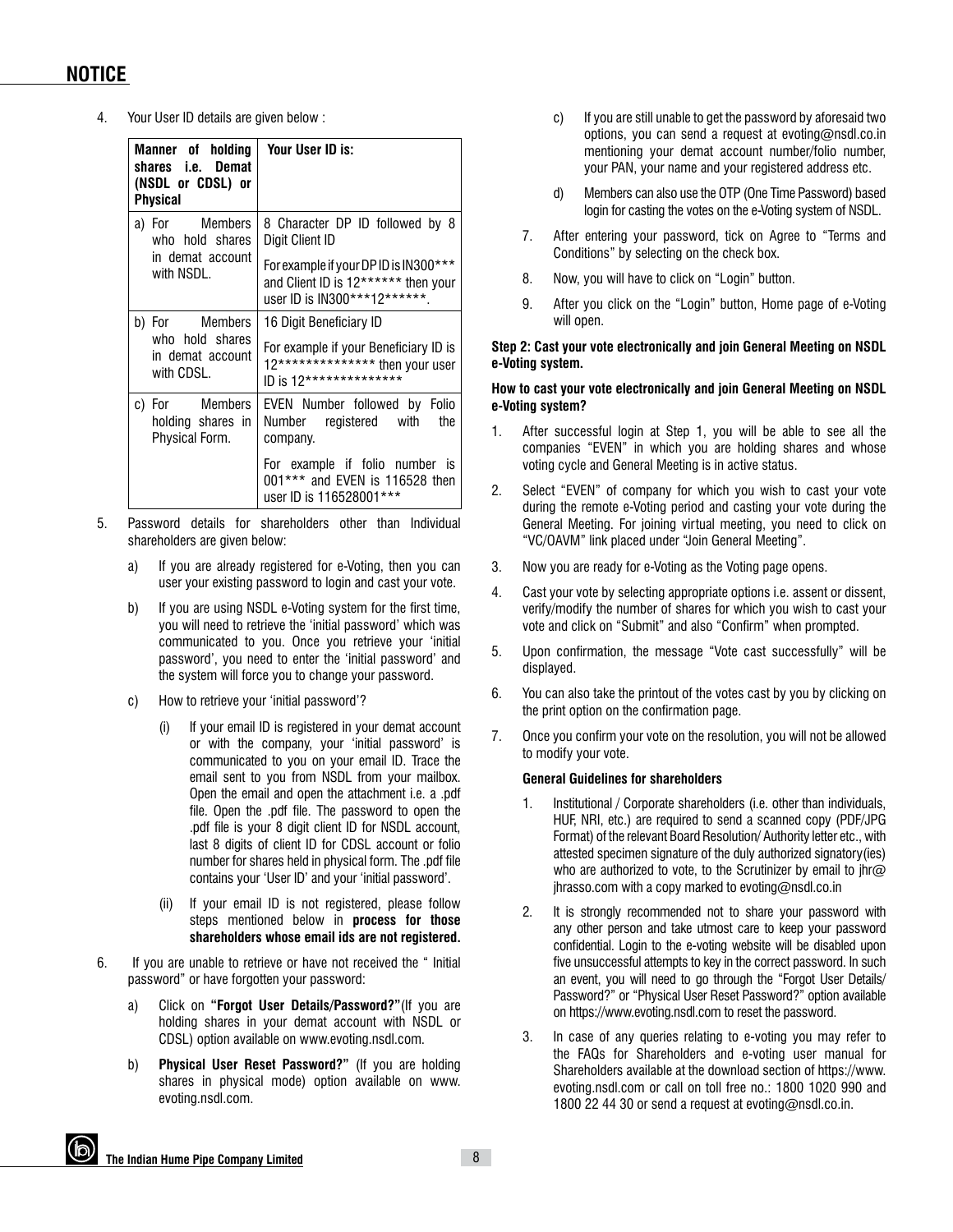## NOTICE

4. Your User ID details are given below :

| Manner of holding shares i.e. Demat (NSDL or CDSL) or Physical | Your User ID is: |
|---|---|
| a) For Members who hold shares in demat account with NSDL. | 8 Character DP ID followed by 8 Digit Client ID<br><br>For example if your DP ID is IN300*** and Client ID is 12****** then your user ID is IN300***12******. |
| b) For Members who hold shares in demat account with CDSL. | 16 Digit Beneficiary ID<br><br>For example if your Beneficiary ID is 12************** then your user ID is 12************** |
| c) For Members holding shares in Physical Form. | EVEN Number followed by Folio Number registered with the company.<br><br>For example if folio number is 001*** and EVEN is 116528 then user ID is 116528001*** |

5. Password details for shareholders other than Individual shareholders are given below:

   a) If you are already registered for e-Voting, then you can user your existing password to login and cast your vote.

   b) If you are using NSDL e-Voting system for the first time, you will need to retrieve the 'initial password' which was communicated to you. Once you retrieve your 'initial password', you need to enter the 'initial password' and the system will force you to change your password.

   c) How to retrieve your 'initial password'?

      (i) If your email ID is registered in your demat account or with the company, your 'initial password' is communicated to you on your email ID. Trace the email sent to you from NSDL from your mailbox. Open the email and open the attachment i.e. a .pdf file. Open the .pdf file. The password to open the .pdf file is your 8 digit client ID for NSDL account, last 8 digits of client ID for CDSL account or folio number for shares held in physical form. The .pdf file contains your 'User ID' and your 'initial password'.

      (ii) If your email ID is not registered, please follow steps mentioned below in **process for those shareholders whose email ids are not registered.**

6. If you are unable to retrieve or have not received the " Initial password" or have forgotten your password:

   a) Click on **"Forgot User Details/Password?"**(If you are holding shares in your demat account with NSDL or CDSL) option available on www.evoting.nsdl.com.

   b) **Physical User Reset Password?"** (If you are holding shares in physical mode) option available on www.evoting.nsdl.com.

   c) If you are still unable to get the password by aforesaid two options, you can send a request at evoting@nsdl.co.in mentioning your demat account number/folio number, your PAN, your name and your registered address etc.

   d) Members can also use the OTP (One Time Password) based login for casting the votes on the e-Voting system of NSDL.

7. After entering your password, tick on Agree to "Terms and Conditions" by selecting on the check box.

8. Now, you will have to click on "Login" button.

9. After you click on the "Login" button, Home page of e-Voting will open.

**Step 2: Cast your vote electronically and join General Meeting on NSDL e-Voting system.**

**How to cast your vote electronically and join General Meeting on NSDL e-Voting system?**

1. After successful login at Step 1, you will be able to see all the companies "EVEN" in which you are holding shares and whose voting cycle and General Meeting is in active status.

2. Select "EVEN" of company for which you wish to cast your vote during the remote e-Voting period and casting your vote during the General Meeting. For joining virtual meeting, you need to click on "VC/OAVM" link placed under "Join General Meeting".

3. Now you are ready for e-Voting as the Voting page opens.

4. Cast your vote by selecting appropriate options i.e. assent or dissent, verify/modify the number of shares for which you wish to cast your vote and click on "Submit" and also "Confirm" when prompted.

5. Upon confirmation, the message "Vote cast successfully" will be displayed.

6. You can also take the printout of the votes cast by you by clicking on the print option on the confirmation page.

7. Once you confirm your vote on the resolution, you will not be allowed to modify your vote.

**General Guidelines for shareholders**

1. Institutional / Corporate shareholders (i.e. other than individuals, HUF, NRI, etc.) are required to send a scanned copy (PDF/JPG Format) of the relevant Board Resolution/ Authority letter etc., with attested specimen signature of the duly authorized signatory(ies) who are authorized to vote, to the Scrutinizer by email to jhr@jhrasso.com with a copy marked to evoting@nsdl.co.in

2. It is strongly recommended not to share your password with any other person and take utmost care to keep your password confidential. Login to the e-voting website will be disabled upon five unsuccessful attempts to key in the correct password. In such an event, you will need to go through the "Forgot User Details/ Password?" or "Physical User Reset Password?" option available on https://www.evoting.nsdl.com to reset the password.

3. In case of any queries relating to e-voting you may refer to the FAQs for Shareholders and e-voting user manual for Shareholders available at the download section of https://www.evoting.nsdl.com or call on toll free no.: 1800 1020 990 and 1800 22 44 30 or send a request at evoting@nsdl.co.in.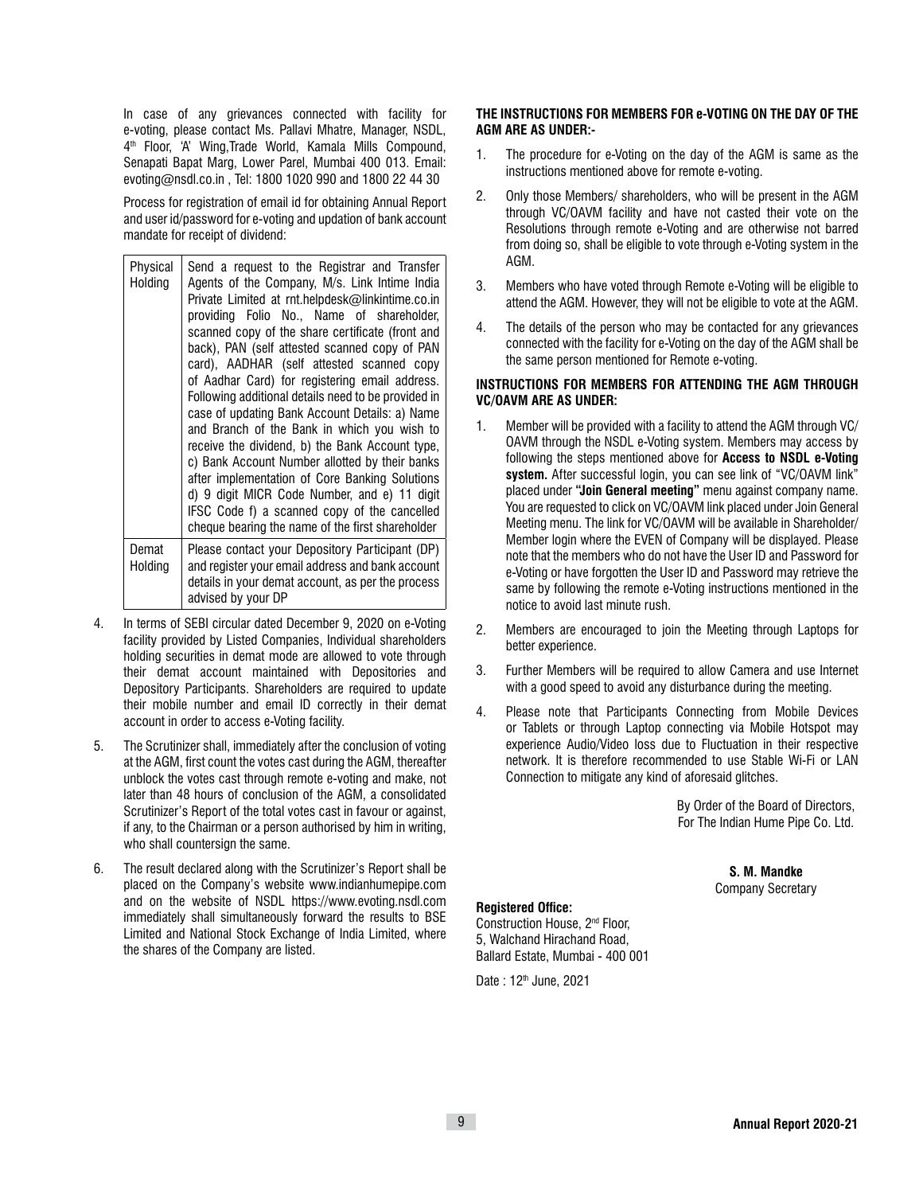In case of any grievances connected with facility for e-voting, please contact Ms. Pallavi Mhatre, Manager, NSDL, 4th Floor, 'A' Wing,Trade World, Kamala Mills Compound, Senapati Bapat Marg, Lower Parel, Mumbai 400 013. Email: evoting@nsdl.co.in , Tel: 1800 1020 990 and 1800 22 44 30

Process for registration of email id for obtaining Annual Report and user id/password for e-voting and updation of bank account mandate for receipt of dividend:

| Physical Holding | Send a request to the Registrar and Transfer Agents of the Company, M/s. Link Intime India Private Limited at rnt.helpdesk@linkintime.co.in providing Folio No., Name of shareholder, scanned copy of the share certificate (front and back), PAN (self attested scanned copy of PAN card), AADHAR (self attested scanned copy of Aadhar Card) for registering email address. Following additional details need to be provided in case of updating Bank Account Details: a) Name and Branch of the Bank in which you wish to receive the dividend, b) the Bank Account type, c) Bank Account Number allotted by their banks after implementation of Core Banking Solutions d) 9 digit MICR Code Number, and e) 11 digit IFSC Code f) a scanned copy of the cancelled cheque bearing the name of the first shareholder |
|---|---|
| Demat Holding | Please contact your Depository Participant (DP) and register your email address and bank account details in your demat account, as per the process advised by your DP |

4. In terms of SEBI circular dated December 9, 2020 on e-Voting facility provided by Listed Companies, Individual shareholders holding securities in demat mode are allowed to vote through their demat account maintained with Depositories and Depository Participants. Shareholders are required to update their mobile number and email ID correctly in their demat account in order to access e-Voting facility.

5. The Scrutinizer shall, immediately after the conclusion of voting at the AGM, first count the votes cast during the AGM, thereafter unblock the votes cast through remote e-voting and make, not later than 48 hours of conclusion of the AGM, a consolidated Scrutinizer's Report of the total votes cast in favour or against, if any, to the Chairman or a person authorised by him in writing, who shall countersign the same.

6. The result declared along with the Scrutinizer's Report shall be placed on the Company's website www.indianhumepipe.com and on the website of NSDL https://www.evoting.nsdl.com immediately shall simultaneously forward the results to BSE Limited and National Stock Exchange of India Limited, where the shares of the Company are listed.

**THE INSTRUCTIONS FOR MEMBERS FOR e-VOTING ON THE DAY OF THE AGM ARE AS UNDER:-**

1. The procedure for e-Voting on the day of the AGM is same as the instructions mentioned above for remote e-voting.

2. Only those Members/ shareholders, who will be present in the AGM through VC/OAVM facility and have not casted their vote on the Resolutions through remote e-Voting and are otherwise not barred from doing so, shall be eligible to vote through e-Voting system in the AGM.

3. Members who have voted through Remote e-Voting will be eligible to attend the AGM. However, they will not be eligible to vote at the AGM.

4. The details of the person who may be contacted for any grievances connected with the facility for e-Voting on the day of the AGM shall be the same person mentioned for Remote e-voting.

**INSTRUCTIONS FOR MEMBERS FOR ATTENDING THE AGM THROUGH VC/OAVM ARE AS UNDER:**

1. Member will be provided with a facility to attend the AGM through VC/ OAVM through the NSDL e-Voting system. Members may access by following the steps mentioned above for **Access to NSDL e-Voting system.** After successful login, you can see link of "VC/OAVM link" placed under **"Join General meeting"** menu against company name. You are requested to click on VC/OAVM link placed under Join General Meeting menu. The link for VC/OAVM will be available in Shareholder/ Member login where the EVEN of Company will be displayed. Please note that the members who do not have the User ID and Password for e-Voting or have forgotten the User ID and Password may retrieve the same by following the remote e-Voting instructions mentioned in the notice to avoid last minute rush.

2. Members are encouraged to join the Meeting through Laptops for better experience.

3. Further Members will be required to allow Camera and use Internet with a good speed to avoid any disturbance during the meeting.

4. Please note that Participants Connecting from Mobile Devices or Tablets or through Laptop connecting via Mobile Hotspot may experience Audio/Video loss due to Fluctuation in their respective network. It is therefore recommended to use Stable Wi-Fi or LAN Connection to mitigate any kind of aforesaid glitches.

By Order of the Board of Directors,
For The Indian Hume Pipe Co. Ltd.

**S. M. Mandke**
Company Secretary

**Registered Office:**
Construction House, 2nd Floor,
5, Walchand Hirachand Road,
Ballard Estate, Mumbai - 400 001

Date : 12th June, 2021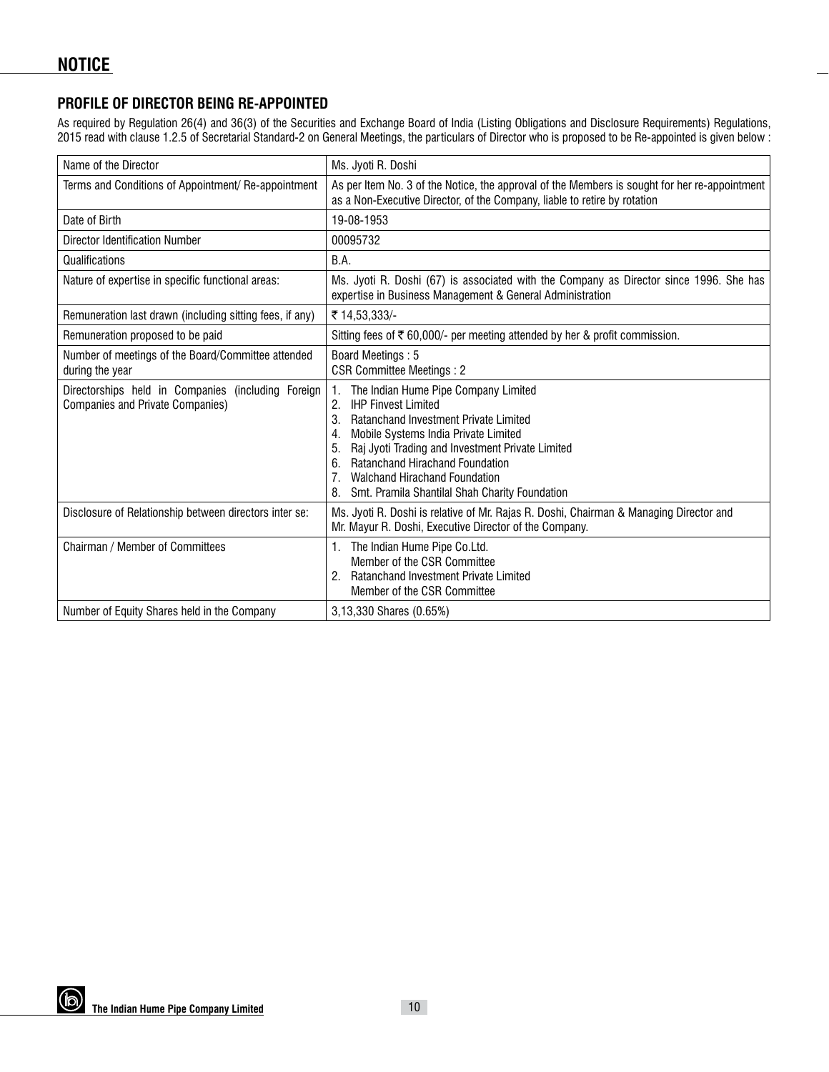## NOTICE

### PROFILE OF DIRECTOR BEING RE-APPOINTED

As required by Regulation 26(4) and 36(3) of the Securities and Exchange Board of India (Listing Obligations and Disclosure Requirements) Regulations, 2015 read with clause 1.2.5 of Secretarial Standard-2 on General Meetings, the particulars of Director who is proposed to be Re-appointed is given below :

| | |
|---|---|
| Name of the Director | Ms. Jyoti R. Doshi |
| Terms and Conditions of Appointment/ Re-appointment | As per Item No. 3 of the Notice, the approval of the Members is sought for her re-appointment as a Non-Executive Director, of the Company, liable to retire by rotation |
| Date of Birth | 19-08-1953 |
| Director Identification Number | 00095732 |
| Qualifications | B.A. |
| Nature of expertise in specific functional areas: | Ms. Jyoti R. Doshi (67) is associated with the Company as Director since 1996. She has expertise in Business Management & General Administration |
| Remuneration last drawn (including sitting fees, if any) | ₹ 14,53,333/- |
| Remuneration proposed to be paid | Sitting fees of ₹ 60,000/- per meeting attended by her & profit commission. |
| Number of meetings of the Board/Committee attended during the year | Board Meetings : 5<br>CSR Committee Meetings : 2 |
| Directorships held in Companies (including Foreign Companies and Private Companies) | 1. The Indian Hume Pipe Company Limited<br>2. IHP Finvest Limited<br>3. Ratanchand Investment Private Limited<br>4. Mobile Systems India Private Limited<br>5. Raj Jyoti Trading and Investment Private Limited<br>6. Ratanchand Hirachand Foundation<br>7. Walchand Hirachand Foundation<br>8. Smt. Pramila Shantilal Shah Charity Foundation |
| Disclosure of Relationship between directors inter se: | Ms. Jyoti R. Doshi is relative of Mr. Rajas R. Doshi, Chairman & Managing Director and Mr. Mayur R. Doshi, Executive Director of the Company. |
| Chairman / Member of Committees | 1. The Indian Hume Pipe Co.Ltd.<br>Member of the CSR Committee<br>2. Ratanchand Investment Private Limited<br>Member of the CSR Committee |
| Number of Equity Shares held in the Company | 3,13,330 Shares (0.65%) |